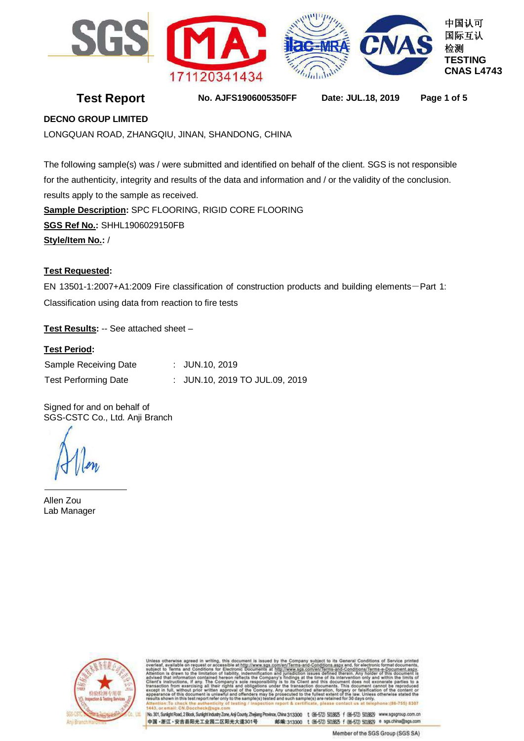SGS | MA 171120341434 | ilac-MRA | CNAS

中国认可
国际互认
检测
**TESTING**
**CNAS L4743**

# Test Report

**No. AJFS1906005350FF** **Date: JUL.18, 2019**

**DECNO GROUP LIMITED**

LONGQUAN ROAD, ZHANGQIU, JINAN, SHANDONG, CHINA

The following sample(s) was / were submitted and identified on behalf of the client. SGS is not responsible for the authenticity, integrity and results of the data and information and / or the validity of the conclusion. results apply to the sample as received.

**Sample Description:** SPC FLOORING, RIGID CORE FLOORING

**SGS Ref No.:** SHHL1906029150FB

**Style/Item No.:** /

**Test Requested:**

EN 13501-1:2007+A1:2009 Fire classification of construction products and building elements－Part 1: Classification using data from reaction to fire tests

**Test Results:** -- See attached sheet –

**Test Period:**

| | | |
|---|---|---|
| Sample Receiving Date | : | JUN.10, 2019 |
| Test Performing Date | : | JUN.10, 2019 TO JUL.09, 2019 |

Signed for and on behalf of
SGS-CSTC Co., Ltd. Anji Branch

Allen Zou
Lab Manager

Unless otherwise agreed in writing, this document is issued by the Company subject to its General Conditions of Service printed overleaf, available on request or accessible at http://www.sgs.com/en/Terms-and-Conditions.aspx and, for electronic format documents, subject to Terms and Conditions for Electronic Documents at http://www.sgs.com/en/Terms-and-Conditions/Terms-e-Document.aspx. Attention is drawn to the limitation of liability, indemnification and jurisdiction issues defined therein. Any holder of this document is advised that information contained hereon reflects the Company's findings at the time of its intervention only and within the limits of Client's instructions, if any. The Company's sole responsibility is to its Client and this document does not exonerate parties to a transaction from exercising all their rights and obligations under the transaction documents. This document cannot be reproduced except in full, without prior written approval of the Company. Any unauthorized alteration, forgery or falsification of the content or appearance of this document is unlawful and offenders may be prosecuted to the fullest extent of the law. Unless otherwise stated the results shown in this test report refer only to the sample(s) tested and such sample(s) are retained for 30 days only.
Attention: To check the authenticity of testing / inspection report & certificate, please contact us at telephone:(86-755) 8307 1443, or email: CN.Doccheck@sgs.com

No. 301, Sunlight Road, 2 Block, Sunlight Industry Zone, Anji County, Zhejiang Province, China 313300 t (86-572) 5018825 f (86-572) 5018829 www.sgsgroup.com.cn
中国・浙江・安吉县阳光工业园二区阳光大道301号 邮编:313300 t (86-572) 5018825 f (86-572) 5018829 e sgs.china@sgs.com

Member of the SGS Group (SGS SA)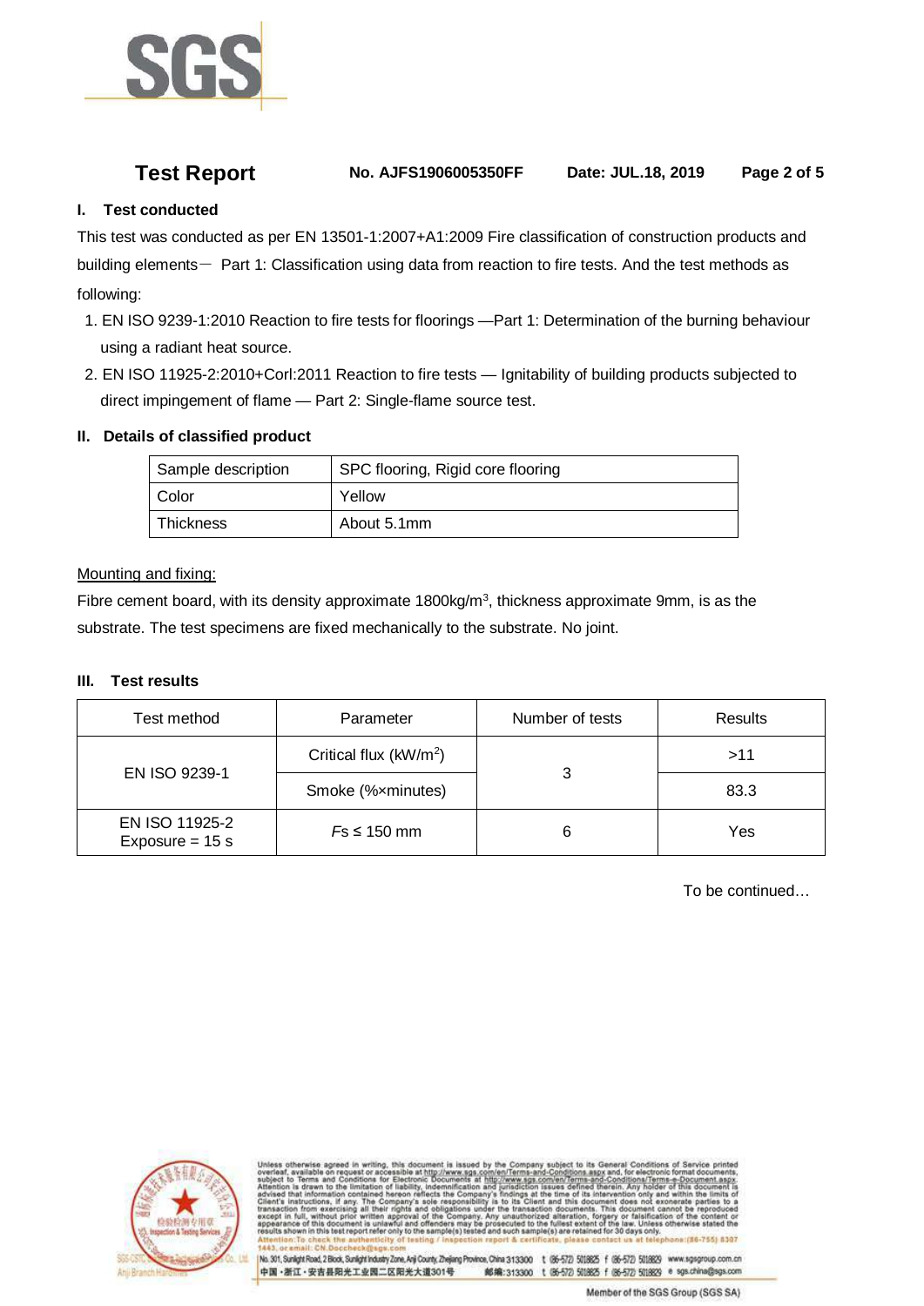# Test Report

**No. AJFS1906005350FF** **Date: JUL.18, 2019**

## I. Test conducted

This test was conducted as per EN 13501-1:2007+A1:2009 Fire classification of construction products and building elements— Part 1: Classification using data from reaction to fire tests. And the test methods as following:

1. EN ISO 9239-1:2010 Reaction to fire tests for floorings —Part 1: Determination of the burning behaviour using a radiant heat source.
2. EN ISO 11925-2:2010+Corl:2011 Reaction to fire tests — Ignitability of building products subjected to direct impingement of flame — Part 2: Single-flame source test.

## II. Details of classified product

| Sample description | SPC flooring, Rigid core flooring |
|---|---|
| Color | Yellow |
| Thickness | About 5.1mm |

Mounting and fixing:

Fibre cement board, with its density approximate 1800kg/m$^3$, thickness approximate 9mm, is as the substrate. The test specimens are fixed mechanically to the substrate. No joint.

## III. Test results

| Test method | Parameter | Number of tests | Results |
|---|---|---|---|
| EN ISO 9239-1 | Critical flux (kW/m$^2$) | 3 | >11 |
| | Smoke (%×minutes) | | 83.3 |
| EN ISO 11925-2 Exposure = 15 s | *Fs* ≤ 150 mm | 6 | Yes |

To be continued…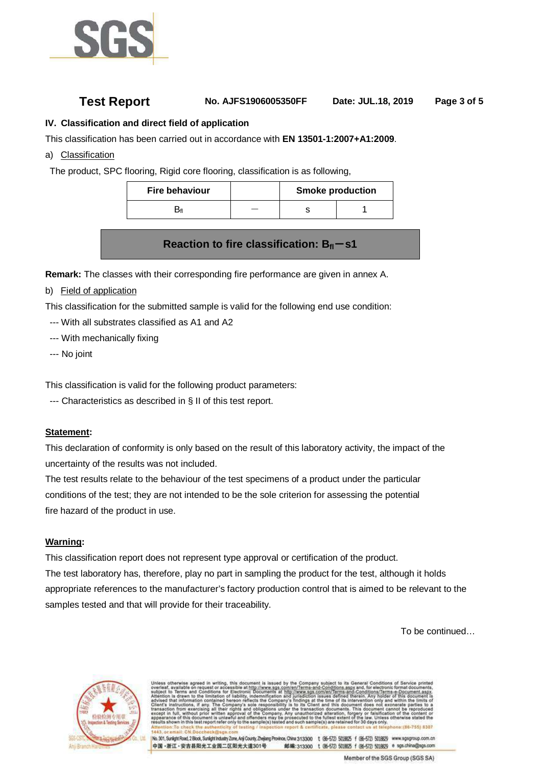## IV. Classification and direct field of application

This classification has been carried out in accordance with **EN 13501-1:2007+A1:2009**.

a) Classification

The product, SPC flooring, Rigid core flooring, classification is as following,

| Fire behaviour | | Smoke production | |
|---|---|---|---|
| $B_{fl}$ | — | s | 1 |

**Reaction to fire classification: $B_{fl}$－s1**

**Remark:** The classes with their corresponding fire performance are given in annex A.

b) Field of application

This classification for the submitted sample is valid for the following end use condition:

--- With all substrates classified as A1 and A2

--- With mechanically fixing

--- No joint

This classification is valid for the following product parameters:

--- Characteristics as described in § II of this test report.

**Statement:**

This declaration of conformity is only based on the result of this laboratory activity, the impact of the uncertainty of the results was not included.

The test results relate to the behaviour of the test specimens of a product under the particular conditions of the test; they are not intended to be the sole criterion for assessing the potential fire hazard of the product in use.

**Warning:**

This classification report does not represent type approval or certification of the product.

The test laboratory has, therefore, play no part in sampling the product for the test, although it holds appropriate references to the manufacturer's factory production control that is aimed to be relevant to the samples tested and that will provide for their traceability.

To be continued…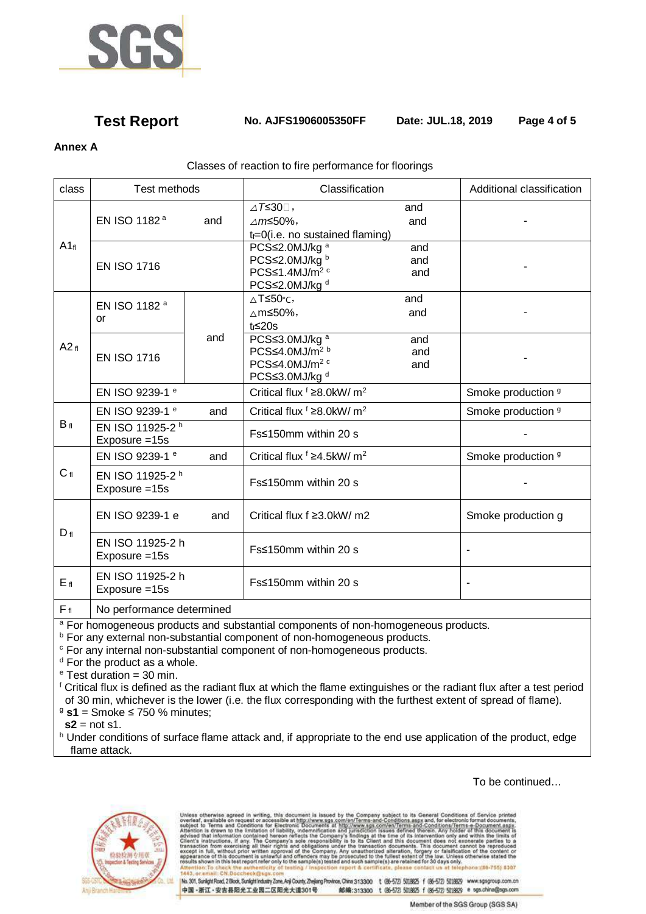**Annex A**

Classes of reaction to fire performance for floorings

| class | Test methods | | Classification | Additional classification |
|---|---|---|---|---|
| $A1_{fl}$ | EN ISO 1182 [a] and | | $\Delta T \leq 30$ □, and<br>$\Delta m \leq 50\%$, and<br>$t_f = 0$(i.e. no sustained flaming) | - |
| | EN ISO 1716 | | PCS≤2.0MJ/kg [a] and<br>PCS≤2.0MJ/kg [b] and<br>PCS≤1.4MJ/m² [c] and<br>PCS≤2.0MJ/kg [d] | - |
| $A2_{fl}$ | EN ISO 1182 [a]<br>or | and | $\Delta T \leq 50$°C, and<br>$\Delta m \leq 50\%$, and<br>$t_f \leq 20s$ | - |
| | EN ISO 1716 | | PCS≤3.0MJ/kg [a] and<br>PCS≤4.0MJ/m² [b] and<br>PCS≤4.0MJ/m² [c] and<br>PCS≤3.0MJ/kg [d] | - |
| | EN ISO 9239-1 [e] | | Critical flux [f] ≥8.0kW/ m² | Smoke production [g] |
| $B_{fl}$ | EN ISO 9239-1 [e] and | | Critical flux [f] ≥8.0kW/ m² | Smoke production [g] |
| | EN ISO 11925-2 [h]<br>Exposure =15s | | Fs≤150mm within 20 s | - |
| $C_{fl}$ | EN ISO 9239-1 [e] and | | Critical flux [f] ≥4.5kW/ m² | Smoke production [g] |
| | EN ISO 11925-2 [h]<br>Exposure =15s | | Fs≤150mm within 20 s | - |
| $D_{fl}$ | EN ISO 9239-1 e and | | Critical flux f ≥3.0kW/ m2 | Smoke production g |
| | EN ISO 11925-2 h<br>Exposure =15s | | Fs≤150mm within 20 s | - |
| $E_{fl}$ | EN ISO 11925-2 h<br>Exposure =15s | | Fs≤150mm within 20 s | - |
| $F_{fl}$ | No performance determined | | | |

[a] For homogeneous products and substantial components of non-homogeneous products.
[b] For any external non-substantial component of non-homogeneous products.
[c] For any internal non-substantial component of non-homogeneous products.
[d] For the product as a whole.
[e] Test duration = 30 min.
[f] Critical flux is defined as the radiant flux at which the flame extinguishes or the radiant flux after a test period of 30 min, whichever is the lower (i.e. the flux corresponding with the furthest extent of spread of flame).
[g] **s1** = Smoke ≤ 750 % minutes;
**s2** = not s1.
[h] Under conditions of surface flame attack and, if appropriate to the end use application of the product, edge flame attack.

To be continued…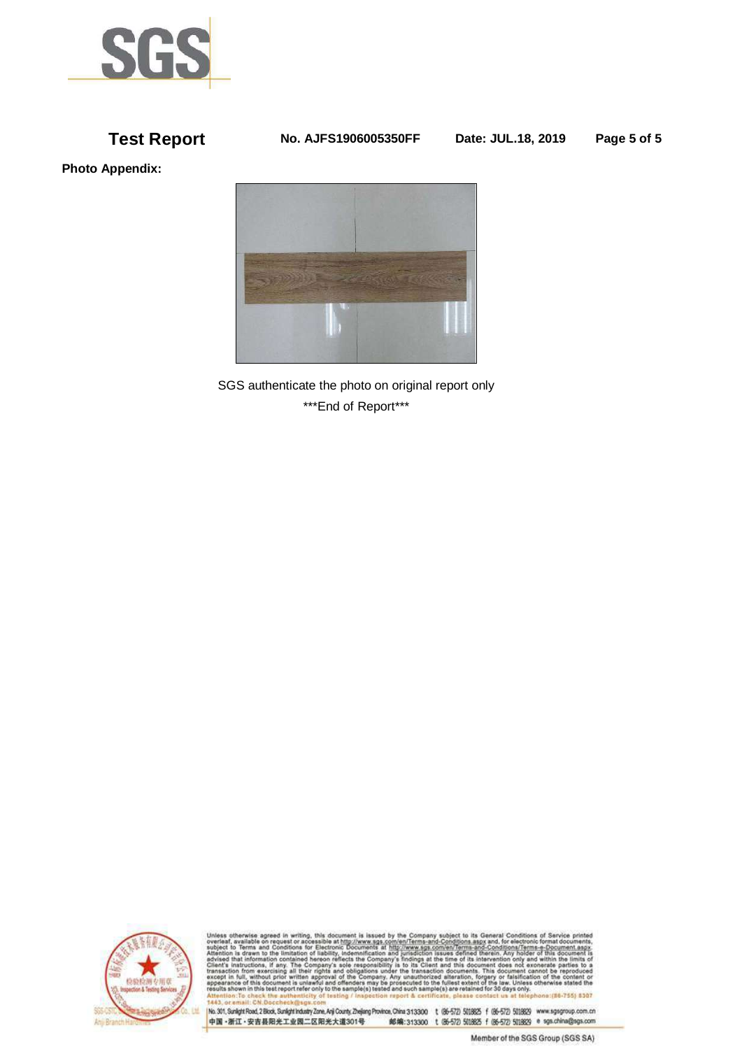**Photo Appendix:**

SGS authenticate the photo on original report only

\*\*\*End of Report\*\*\*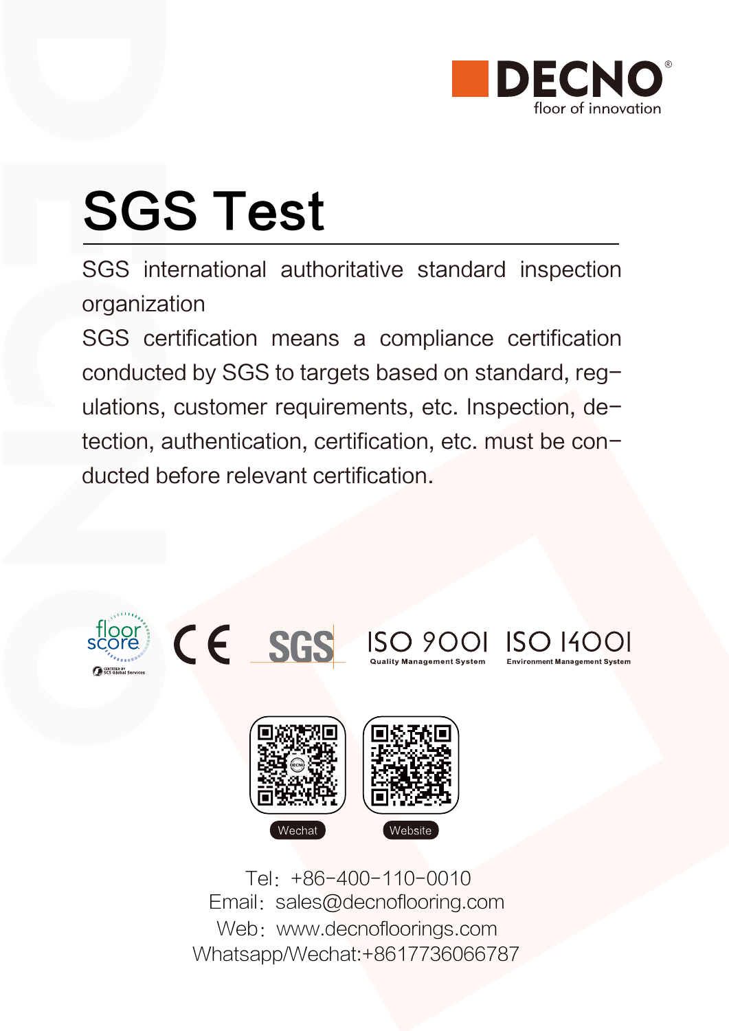DECNO®
floor of innovation

# SGS Test

SGS international authoritative standard inspection organization

SGS certification means a compliance certification conducted by SGS to targets based on standard, regulations, customer requirements, etc. Inspection, detection, authentication, certification, etc. must be conducted before relevant certification.

floor score
CERTIFIED BY SCS Global Services

CE

SGS

ISO 9001
Quality Management System

ISO 14001
Environment Management System

Wechat

Website

Tel：+86-400-110-0010
Email：sales@decnoflooring.com
Web：www.decnoloorings.com
Whatsapp/Wechat:+8617736066787